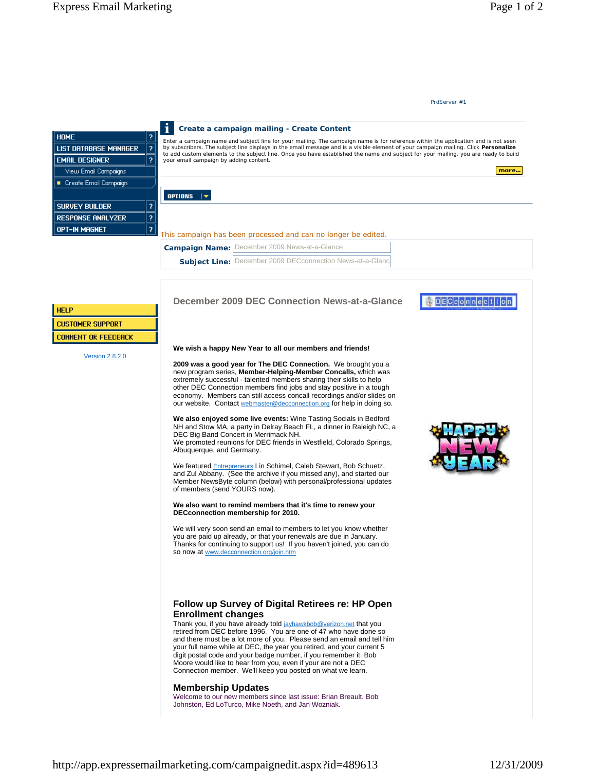PrdServer #1

- HOME ?
- LIST DATABASE MANAGER ?
- EMAIL DESIGNER ?
  - View Email Campaigns
  - Create Email Campaign
- SURVEY BUILDER ?
- RESPONSE ANALYZER ?
- OPT-IN MAGNET ?

- HELP
- CUSTOMER SUPPORT
- COMMENT OR FEEDBACK

Version 2.8.2.0

## Create a campaign mailing - Create Content

Enter a campaign name and subject line for your mailing. The campaign name is for reference within the application and is not seen by subscribers. The subject line displays in the email message and is a visible element of your campaign mailing. Click **Personalize** to add custom elements to the subject line. Once you have established the name and subject for your mailing, you are ready to build your email campaign by adding content.

more...

OPTIONS

This campaign has been processed and can no longer be edited.

**Campaign Name:** December 2009 News-at-a-Glance

**Subject Line:** December 2009 DECconnection News-at-a-Glanc

# December 2009 DEC Connection News-at-a-Glance

DECconnection

**We wish a happy New Year to all our members and friends!**

**2009 was a good year for The DEC Connection.** We brought you a new program series, **Member-Helping-Member Concalls,** which was extremely successful - talented members sharing their skills to help other DEC Connection members find jobs and stay positive in a tough economy. Members can still access concall recordings and/or slides on our website. Contact webmaster@decconnection.org for help in doing so.

**We also enjoyed some live events:** Wine Tasting Socials in Bedford NH and Stow MA, a party in Delray Beach FL, a dinner in Raleigh NC, a DEC Big Band Concert in Merrimack NH.
We promoted reunions for DEC friends in Westfield, Colorado Springs, Albuquerque, and Germany.

We featured Entrepreneurs Lin Schimel, Caleb Stewart, Bob Schuetz, and Zul Abbany. (See the archive if you missed any), and started our Member NewsByte column (below) with personal/professional updates of members (send YOURS now).

HAPPY NEW YEAR

**We also want to remind members that it's time to renew your DECconnection membership for 2010.**

We will very soon send an email to members to let you know whether you are paid up already, or that your renewals are due in January. Thanks for continuing to support us! If you haven't joined, you can do so now at www.decconnection.org/join.htm

## Follow up Survey of Digital Retirees re: HP Open Enrollment changes

Thank you, if you have already told jayhawkbob@verizon.net that you retired from DEC before 1996. You are one of 47 who have done so and there must be a lot more of you. Please send an email and tell him your full name while at DEC, the year you retired, and your current 5 digit postal code and your badge number, if you remember it. Bob Moore would like to hear from you, even if your are not a DEC Connection member. We'll keep you posted on what we learn.

## Membership Updates

Welcome to our new members since last issue: Brian Breault, Bob Johnston, Ed LoTurco, Mike Noeth, and Jan Wozniak.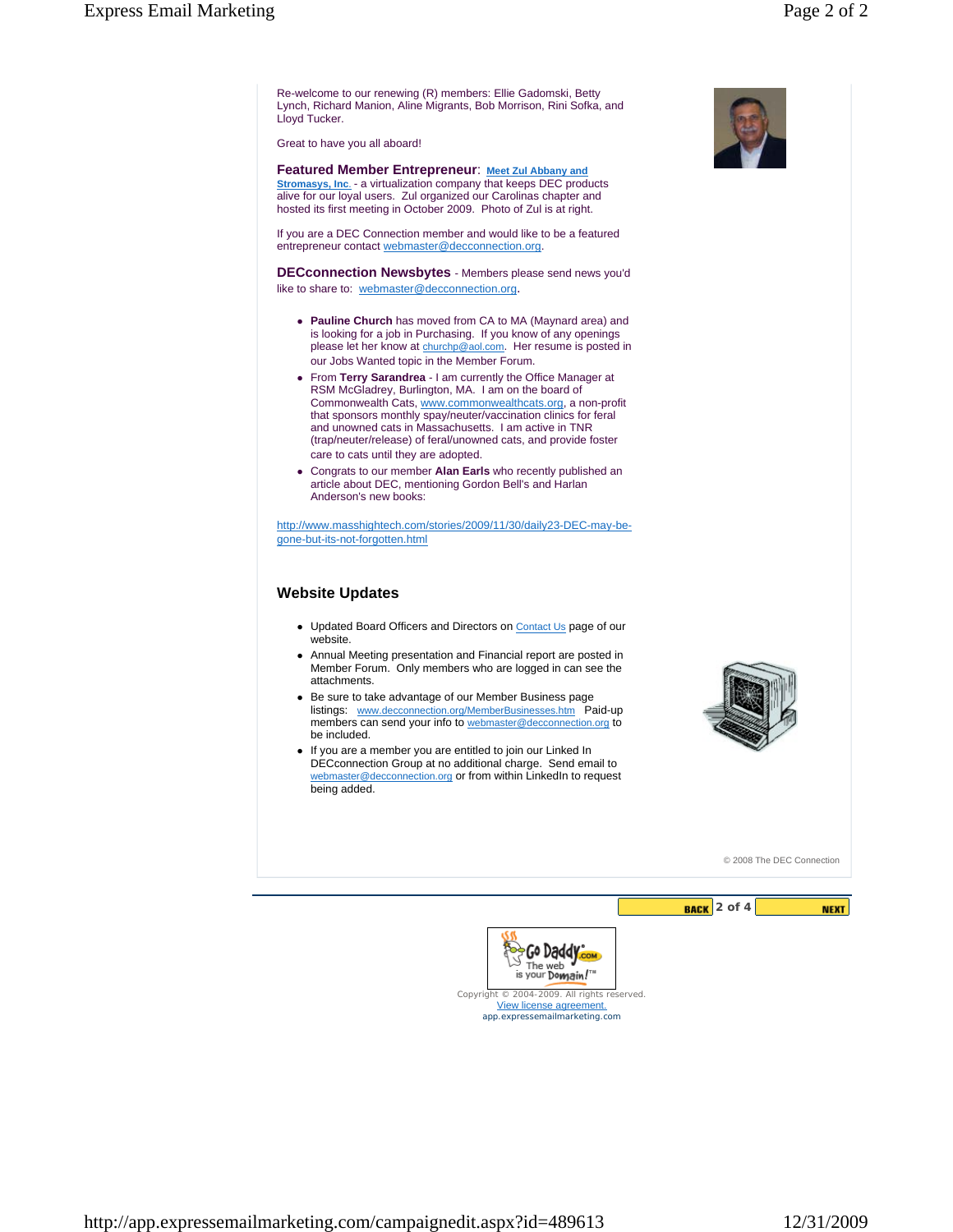Re-welcome to our renewing (R) members: Ellie Gadomski, Betty Lynch, Richard Manion, Aline Migrants, Bob Morrison, Rini Sofka, and Lloyd Tucker.

Great to have you all aboard!

**Featured Member Entrepreneur**: **Meet Zul Abbany and Stromasys, Inc.** - a virtualization company that keeps DEC products alive for our loyal users. Zul organized our Carolinas chapter and hosted its first meeting in October 2009. Photo of Zul is at right.

If you are a DEC Connection member and would like to be a featured entrepreneur contact webmaster@decconnection.org.

**DECconnection Newsbytes** - Members please send news you'd like to share to: webmaster@decconnection.org.

- **Pauline Church** has moved from CA to MA (Maynard area) and is looking for a job in Purchasing. If you know of any openings please let her know at churchp@aol.com. Her resume is posted in our Jobs Wanted topic in the Member Forum.
- From **Terry Sarandrea** - I am currently the Office Manager at RSM McGladrey, Burlington, MA. I am on the board of Commonwealth Cats, www.commonwealthcats.org, a non-profit that sponsors monthly spay/neuter/vaccination clinics for feral and unowned cats in Massachusetts. I am active in TNR (trap/neuter/release) of feral/unowned cats, and provide foster care to cats until they are adopted.
- Congrats to our member **Alan Earls** who recently published an article about DEC, mentioning Gordon Bell's and Harlan Anderson's new books:

http://www.masshightech.com/stories/2009/11/30/daily23-DEC-may-be-gone-but-its-not-forgotten.html

## Website Updates

- Updated Board Officers and Directors on Contact Us page of our website.
- Annual Meeting presentation and Financial report are posted in Member Forum. Only members who are logged in can see the attachments.
- Be sure to take advantage of our Member Business page listings: www.decconnection.org/MemberBusinesses.htm Paid-up members can send your info to webmaster@decconnection.org to be included.
- If you are a member you are entitled to join our Linked In DECconnection Group at no additional charge. Send email to webmaster@decconnection.org or from within LinkedIn to request being added.

© 2008 The DEC Connection

BACK 2 of 4 NEXT

Go Daddy.com The web is your Domain!™

Copyright © 2004-2009. All rights reserved.
View license agreement.
app.expressemailmarketing.com